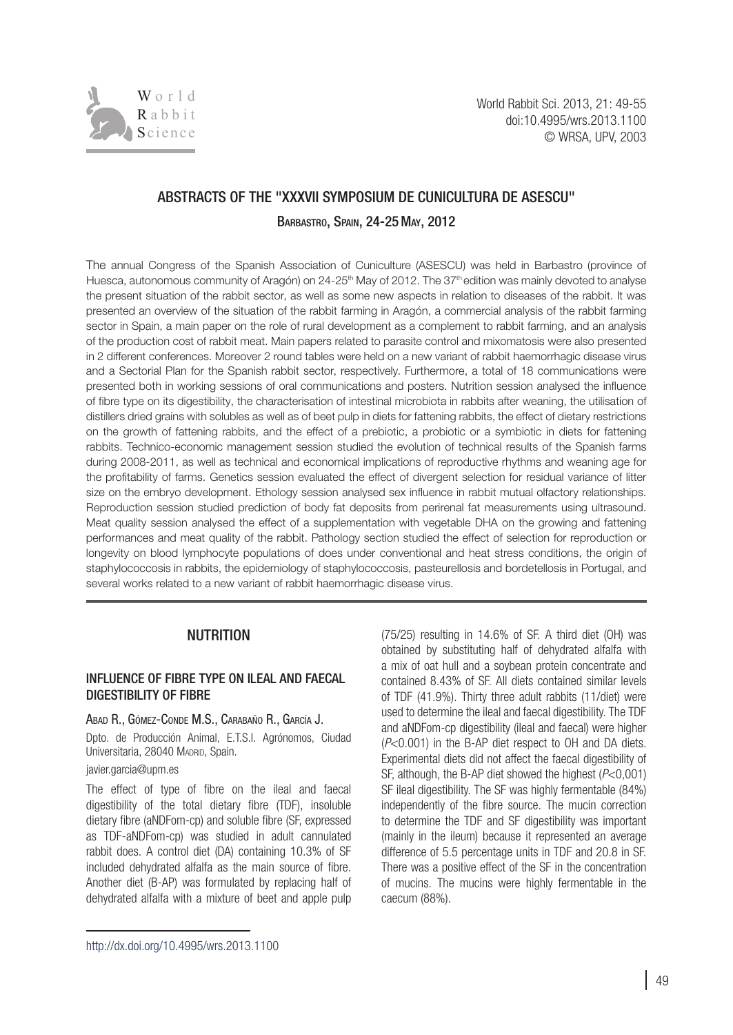# ABSTRACTS OF THE "XXXVII SYMPOSIUM DE CUNICULTURA DE ASESCU"

Barbastro, Spain, 24-25 May, 2012

The annual Congress of the Spanish Association of Cuniculture (ASESCU) was held in Barbastro (province of Huesca, autonomous community of Aragón) on 24-25th May of 2012. The 37th edition was mainly devoted to analyse the present situation of the rabbit sector, as well as some new aspects in relation to diseases of the rabbit. It was presented an overview of the situation of the rabbit farming in Aragón, a commercial analysis of the rabbit farming sector in Spain, a main paper on the role of rural development as a complement to rabbit farming, and an analysis of the production cost of rabbit meat. Main papers related to parasite control and mixomatosis were also presented in 2 different conferences. Moreover 2 round tables were held on a new variant of rabbit haemorrhagic disease virus and a Sectorial Plan for the Spanish rabbit sector, respectively. Furthermore, a total of 18 communications were presented both in working sessions of oral communications and posters. Nutrition session analysed the influence of fibre type on its digestibility, the characterisation of intestinal microbiota in rabbits after weaning, the utilisation of distillers dried grains with solubles as well as of beet pulp in diets for fattening rabbits, the effect of dietary restrictions on the growth of fattening rabbits, and the effect of a prebiotic, a probiotic or a symbiotic in diets for fattening rabbits. Technico-economic management session studied the evolution of technical results of the Spanish farms during 2008-2011, as well as technical and economical implications of reproductive rhythms and weaning age for the profitability of farms. Genetics session evaluated the effect of divergent selection for residual variance of litter size on the embryo development. Ethology session analysed sex influence in rabbit mutual olfactory relationships. Reproduction session studied prediction of body fat deposits from perirenal fat measurements using ultrasound. Meat quality session analysed the effect of a supplementation with vegetable DHA on the growing and fattening performances and meat quality of the rabbit. Pathology section studied the effect of selection for reproduction or longevity on blood lymphocyte populations of does under conventional and heat stress conditions, the origin of staphylococcosis in rabbits, the epidemiology of staphylococcosis, pasteurellosis and bordetellosis in Portugal, and several works related to a new variant of rabbit haemorrhagic disease virus.

## NUTRITION

### INFLUENCE OF FIBRE TYPE ON ILEAL AND FAECAL DIGESTIBILITY OF FIBRE

Abad R., Gómez-Conde M.S., Carabaño R., García J.

Dpto. de Producción Animal, E.T.S.I. Agrónomos, Ciudad Universitaria, 28040 Madrid, Spain.

javier.garcia@upm.es

The effect of type of fibre on the ileal and faecal digestibility of the total dietary fibre (TDF), insoluble dietary fibre (aNDFom-cp) and soluble fibre (SF, expressed as TDF-aNDFom-cp) was studied in adult cannulated rabbit does. A control diet (DA) containing 10.3% of SF included dehydrated alfalfa as the main source of fibre. Another diet (B-AP) was formulated by replacing half of dehydrated alfalfa with a mixture of beet and apple pulp (75/25) resulting in 14.6% of SF. A third diet (OH) was obtained by substituting half of dehydrated alfalfa with a mix of oat hull and a soybean protein concentrate and contained 8.43% of SF. All diets contained similar levels of TDF (41.9%). Thirty three adult rabbits (11/diet) were used to determine the ileal and faecal digestibility. The TDF and aNDFom-cp digestibility (ileal and faecal) were higher ($P<0.001$) in the B-AP diet respect to OH and DA diets. Experimental diets did not affect the faecal digestibility of SF, although, the B-AP diet showed the highest ($P<0,001$) SF ileal digestibility. The SF was highly fermentable (84%) independently of the fibre source. The mucin correction to determine the TDF and SF digestibility was important (mainly in the ileum) because it represented an average difference of 5.5 percentage units in TDF and 20.8 in SF. There was a positive effect of the SF in the concentration of mucins. The mucins were highly fermentable in the caecum (88%).

http://dx.doi.org/10.4995/wrs.2013.1100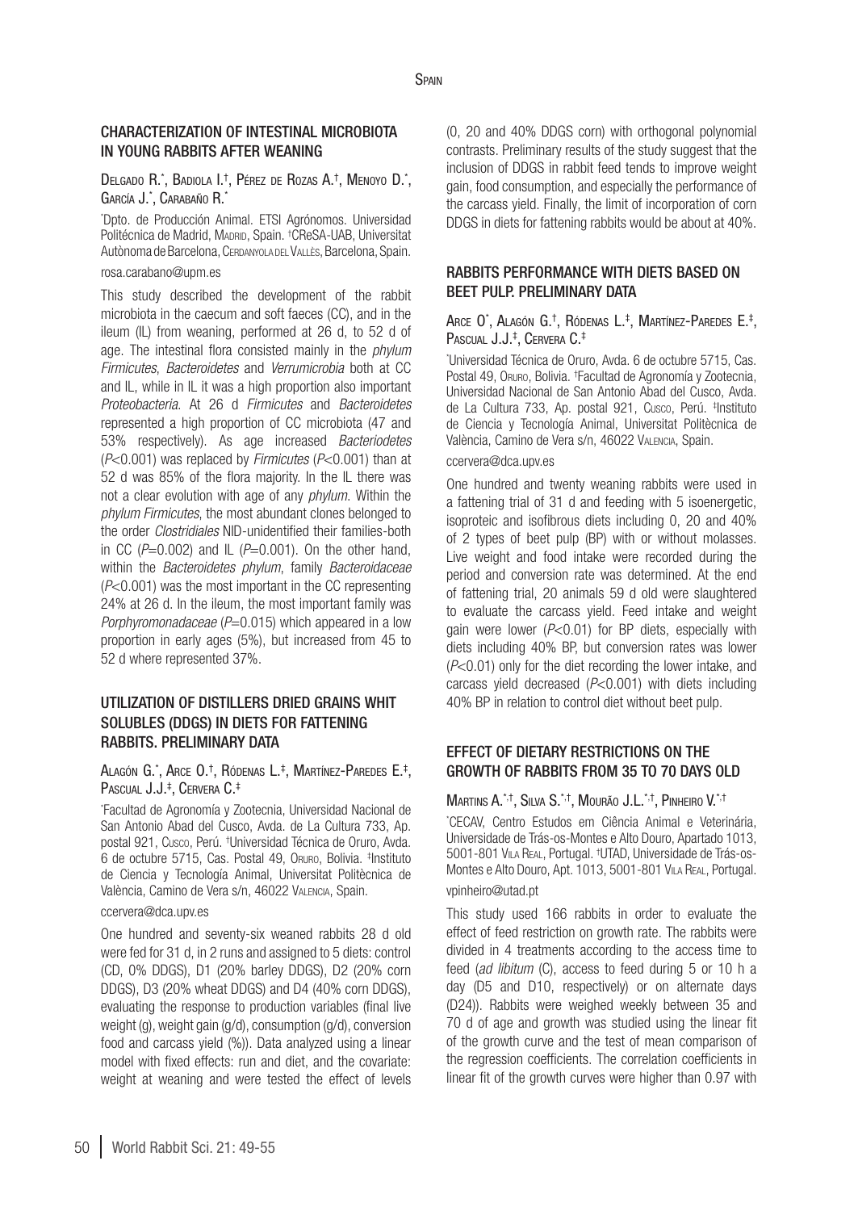## CHARACTERIZATION OF INTESTINAL MICROBIOTA IN YOUNG RABBITS AFTER WEANING

Delgado R.[*], Badiola I.[†], Pérez de Rozas A.[†], Menoyo D.[*], García J.[*], Carabaño R.[*]

[*]Dpto. de Producción Animal. ETSI Agrónomos. Universidad Politécnica de Madrid, Madrid, Spain. [†]CReSA-UAB, Universitat Autònoma de Barcelona, Cerdanyola del Vallès, Barcelona, Spain.

rosa.carabano@upm.es

This study described the development of the rabbit microbiota in the caecum and soft faeces (CC), and in the ileum (IL) from weaning, performed at 26 d, to 52 d of age. The intestinal flora consisted mainly in the *phylum Firmicutes*, *Bacteroidetes* and *Verrumicrobia* both at CC and IL, while in IL it was a high proportion also important *Proteobacteria*. At 26 d *Firmicutes* and *Bacteroidetes* represented a high proportion of CC microbiota (47 and 53% respectively). As age increased *Bacteriodetes* ($P$<0.001) was replaced by *Firmicutes* ($P$<0.001) than at 52 d was 85% of the flora majority. In the IL there was not a clear evolution with age of any *phylum*. Within the *phylum Firmicutes*, the most abundant clones belonged to the order *Clostridiales* NID-unidentified their families-both in CC ($P$=0.002) and IL ($P$=0.001). On the other hand, within the *Bacteroidetes phylum*, family *Bacteroidaceae* ($P$<0.001) was the most important in the CC representing 24% at 26 d. In the ileum, the most important family was *Porphyromonadaceae* ($P$=0.015) which appeared in a low proportion in early ages (5%), but increased from 45 to 52 d where represented 37%.

## UTILIZATION OF DISTILLERS DRIED GRAINS WHIT SOLUBLES (DDGS) IN DIETS FOR FATTENING RABBITS. PRELIMINARY DATA

Alagón G.[*], Arce O.[†], Ródenas L.[‡], Martínez-Paredes E.[‡], Pascual J.J.[‡], Cervera C.[‡]

[*]Facultad de Agronomía y Zootecnia, Universidad Nacional de San Antonio Abad del Cusco, Avda. de La Cultura 733, Ap. postal 921, Cusco, Perú. [†]Universidad Técnica de Oruro, Avda. 6 de octubre 5715, Cas. Postal 49, Oruro, Bolivia. [‡]Instituto de Ciencia y Tecnología Animal, Universitat Politècnica de València, Camino de Vera s/n, 46022 Valencia, Spain.

ccervera@dca.upv.es

One hundred and seventy-six weaned rabbits 28 d old were fed for 31 d, in 2 runs and assigned to 5 diets: control (CD, 0% DDGS), D1 (20% barley DDGS), D2 (20% corn DDGS), D3 (20% wheat DDGS) and D4 (40% corn DDGS), evaluating the response to production variables (final live weight (g), weight gain (g/d), consumption (g/d), conversion food and carcass yield (%)). Data analyzed using a linear model with fixed effects: run and diet, and the covariate: weight at weaning and were tested the effect of levels (0, 20 and 40% DDGS corn) with orthogonal polynomial contrasts. Preliminary results of the study suggest that the inclusion of DDGS in rabbit feed tends to improve weight gain, food consumption, and especially the performance of the carcass yield. Finally, the limit of incorporation of corn DDGS in diets for fattening rabbits would be about at 40%.

## RABBITS PERFORMANCE WITH DIETS BASED ON BEET PULP. PRELIMINARY DATA

Arce O[*], Alagón G.[†], Ródenas L.[‡], Martínez-Paredes E.[‡], Pascual J.J.[‡], Cervera C.[‡]

[*]Universidad Técnica de Oruro, Avda. 6 de octubre 5715, Cas. Postal 49, Oruro, Bolivia. [†]Facultad de Agronomía y Zootecnia, Universidad Nacional de San Antonio Abad del Cusco, Avda. de La Cultura 733, Ap. postal 921, Cusco, Perú. [‡]Instituto de Ciencia y Tecnología Animal, Universitat Politècnica de València, Camino de Vera s/n, 46022 Valencia, Spain.

ccervera@dca.upv.es

One hundred and twenty weaning rabbits were used in a fattening trial of 31 d and feeding with 5 isoenergetic, isoproteic and isofibrous diets including 0, 20 and 40% of 2 types of beet pulp (BP) with or without molasses. Live weight and food intake were recorded during the period and conversion rate was determined. At the end of fattening trial, 20 animals 59 d old were slaughtered to evaluate the carcass yield. Feed intake and weight gain were lower ($P$<0.01) for BP diets, especially with diets including 40% BP, but conversion rates was lower ($P$<0.01) only for the diet recording the lower intake, and carcass yield decreased ($P$<0.001) with diets including 40% BP in relation to control diet without beet pulp.

## EFFECT OF DIETARY RESTRICTIONS ON THE GROWTH OF RABBITS FROM 35 TO 70 DAYS OLD

Martins A.[*,†], Silva S.[*,†], Mourão J.L.[*,†], Pinheiro V.[*,†]

[*]CECAV, Centro Estudos em Ciência Animal e Veterinária, Universidade de Trás-os-Montes e Alto Douro, Apartado 1013, 5001-801 Vila Real, Portugal. [†]UTAD, Universidade de Trás-os-Montes e Alto Douro, Apt. 1013, 5001-801 Vila Real, Portugal.

vpinheiro@utad.pt

This study used 166 rabbits in order to evaluate the effect of feed restriction on growth rate. The rabbits were divided in 4 treatments according to the access time to feed (*ad libitum* (C), access to feed during 5 or 10 h a day (D5 and D10, respectively) or on alternate days (D24)). Rabbits were weighed weekly between 35 and 70 d of age and growth was studied using the linear fit of the growth curve and the test of mean comparison of the regression coefficients. The correlation coefficients in linear fit of the growth curves were higher than 0.97 with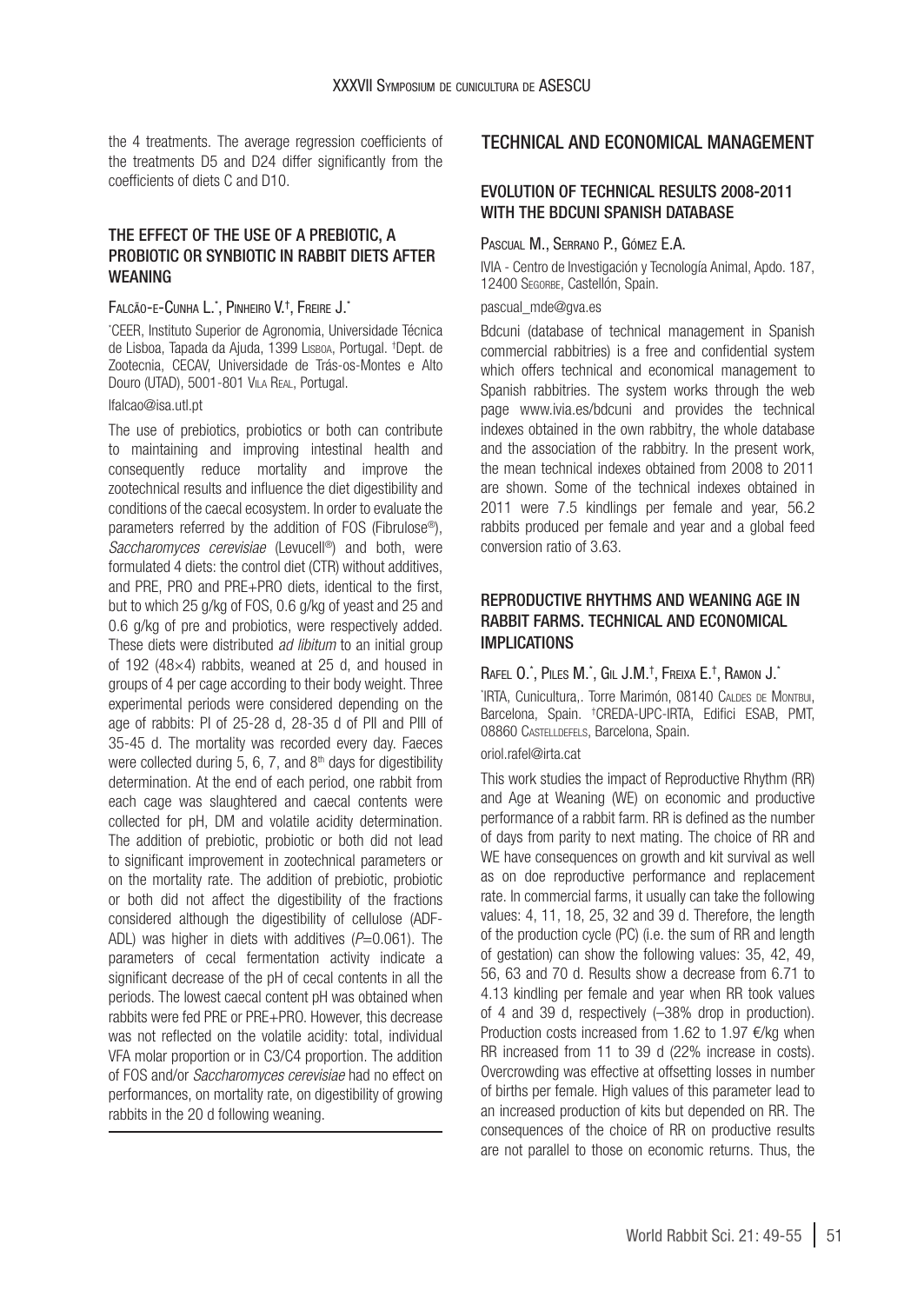the 4 treatments. The average regression coefficients of the treatments D5 and D24 differ significantly from the coefficients of diets C and D10.

## THE EFFECT OF THE USE OF A PREBIOTIC, A PROBIOTIC OR SYNBIOTIC IN RABBIT DIETS AFTER WEANING

Falcão-e-Cunha L.[*], Pinheiro V.[†], Freire J.[*]

[*]CEER, Instituto Superior de Agronomia, Universidade Técnica de Lisboa, Tapada da Ajuda, 1399 Lisboa, Portugal. [†]Dept. de Zootecnia, CECAV, Universidade de Trás-os-Montes e Alto Douro (UTAD), 5001-801 Vila Real, Portugal.

lfalcao@isa.utl.pt

The use of prebiotics, probiotics or both can contribute to maintaining and improving intestinal health and consequently reduce mortality and improve the zootechnical results and influence the diet digestibility and conditions of the caecal ecosystem. In order to evaluate the parameters referred by the addition of FOS (Fibrulose®), *Saccharomyces cerevisiae* (Levucell®) and both, were formulated 4 diets: the control diet (CTR) without additives, and PRE, PRO and PRE+PRO diets, identical to the first, but to which 25 g/kg of FOS, 0.6 g/kg of yeast and 25 and 0.6 g/kg of pre and probiotics, were respectively added. These diets were distributed *ad libitum* to an initial group of 192 (48×4) rabbits, weaned at 25 d, and housed in groups of 4 per cage according to their body weight. Three experimental periods were considered depending on the age of rabbits: PI of 25-28 d, 28-35 d of PII and PIII of 35-45 d. The mortality was recorded every day. Faeces were collected during 5, 6, 7, and 8$^{th}$ days for digestibility determination. At the end of each period, one rabbit from each cage was slaughtered and caecal contents were collected for pH, DM and volatile acidity determination. The addition of prebiotic, probiotic or both did not lead to significant improvement in zootechnical parameters or on the mortality rate. The addition of prebiotic, probiotic or both did not affect the digestibility of the fractions considered although the digestibility of cellulose (ADF-ADL) was higher in diets with additives ($P$=0.061). The parameters of cecal fermentation activity indicate a significant decrease of the pH of cecal contents in all the periods. The lowest caecal content pH was obtained when rabbits were fed PRE or PRE+PRO. However, this decrease was not reflected on the volatile acidity: total, individual VFA molar proportion or in C3/C4 proportion. The addition of FOS and/or *Saccharomyces cerevisiae* had no effect on performances, on mortality rate, on digestibility of growing rabbits in the 20 d following weaning.

# TECHNICAL AND ECONOMICAL MANAGEMENT

## EVOLUTION OF TECHNICAL RESULTS 2008-2011 WITH THE BDCUNI SPANISH DATABASE

Pascual M., Serrano P., Gómez E.A.

IVIA - Centro de Investigación y Tecnología Animal, Apdo. 187, 12400 Segorbe, Castellón, Spain.

pascual_mde@gva.es

Bdcuni (database of technical management in Spanish commercial rabbitries) is a free and confidential system which offers technical and economical management to Spanish rabbitries. The system works through the web page www.ivia.es/bdcuni and provides the technical indexes obtained in the own rabbitry, the whole database and the association of the rabbitry. In the present work, the mean technical indexes obtained from 2008 to 2011 are shown. Some of the technical indexes obtained in 2011 were 7.5 kindlings per female and year, 56.2 rabbits produced per female and year and a global feed conversion ratio of 3.63.

## REPRODUCTIVE RHYTHMS AND WEANING AGE IN RABBIT FARMS. TECHNICAL AND ECONOMICAL IMPLICATIONS

Rafel O.[*], Piles M.[*], Gil J.M.[†], Freixa E.[†], Ramon J.[*]

[*]IRTA, Cunicultura,. Torre Marimón, 08140 Caldes de Montbui, Barcelona, Spain. [†]CREDA-UPC-IRTA, Edifici ESAB, PMT, 08860 Castelldefels, Barcelona, Spain.

oriol.rafel@irta.cat

This work studies the impact of Reproductive Rhythm (RR) and Age at Weaning (WE) on economic and productive performance of a rabbit farm. RR is defined as the number of days from parity to next mating. The choice of RR and WE have consequences on growth and kit survival as well as on doe reproductive performance and replacement rate. In commercial farms, it usually can take the following values: 4, 11, 18, 25, 32 and 39 d. Therefore, the length of the production cycle (PC) (i.e. the sum of RR and length of gestation) can show the following values: 35, 42, 49, 56, 63 and 70 d. Results show a decrease from 6.71 to 4.13 kindling per female and year when RR took values of 4 and 39 d, respectively (–38% drop in production). Production costs increased from 1.62 to 1.97 €/kg when RR increased from 11 to 39 d (22% increase in costs). Overcrowding was effective at offsetting losses in number of births per female. High values of this parameter lead to an increased production of kits but depended on RR. The consequences of the choice of RR on productive results are not parallel to those on economic returns. Thus, the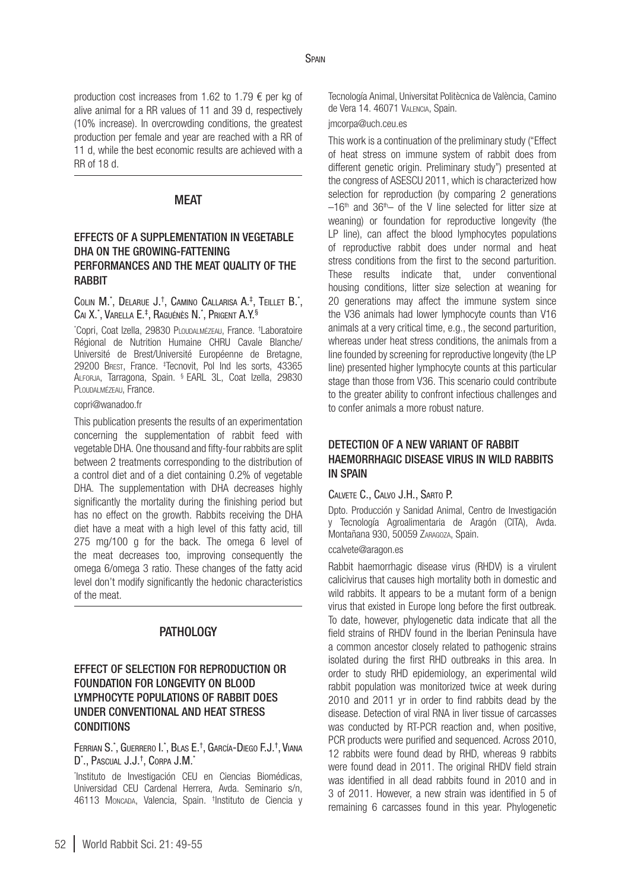production cost increases from 1.62 to 1.79 € per kg of alive animal for a RR values of 11 and 39 d, respectively (10% increase). In overcrowding conditions, the greatest production per female and year are reached with a RR of 11 d, while the best economic results are achieved with a RR of 18 d.

## MEAT

### EFFECTS OF A SUPPLEMENTATION IN VEGETABLE DHA ON THE GROWING-FATTENING PERFORMANCES AND THE MEAT QUALITY OF THE RABBIT

Colin M.[*], Delarue J.[†], Camino Callarisa A.[‡], Teillet B.[*], Cai X.[*], Varella E.[‡], Raguénès N.[*], Prigent A.Y.[§]

[*]Copri, Coat Izella, 29830 Ploudalmézeau, France. [†]Laboratoire Régional de Nutrition Humaine CHRU Cavale Blanche/ Université de Brest/Université Européenne de Bretagne, 29200 Brest, France. [‡]Tecnovit, Pol Ind les sorts, 43365 Alforja, Tarragona, Spain. [§] EARL 3L, Coat Izella, 29830 Ploudalmézeau, France.

copri@wanadoo.fr

This publication presents the results of an experimentation concerning the supplementation of rabbit feed with vegetable DHA. One thousand and fifty-four rabbits are split between 2 treatments corresponding to the distribution of a control diet and of a diet containing 0.2% of vegetable DHA. The supplementation with DHA decreases highly significantly the mortality during the finishing period but has no effect on the growth. Rabbits receiving the DHA diet have a meat with a high level of this fatty acid, till 275 mg/100 g for the back. The omega 6 level of the meat decreases too, improving consequently the omega 6/omega 3 ratio. These changes of the fatty acid level don't modify significantly the hedonic characteristics of the meat.

## PATHOLOGY

### EFFECT OF SELECTION FOR REPRODUCTION OR FOUNDATION FOR LONGEVITY ON BLOOD LYMPHOCYTE POPULATIONS OF RABBIT DOES UNDER CONVENTIONAL AND HEAT STRESS CONDITIONS

Ferrian S.[*], Guerrero I.[*], Blas E.[†], García-Diego F.J.[†], Viana D[*]., Pascual J.J.[†], Corpa J.M.[*]

[*]Instituto de Investigación CEU en Ciencias Biomédicas, Universidad CEU Cardenal Herrera, Avda. Seminario s/n, 46113 Moncada, Valencia, Spain. [†]Instituto de Ciencia y Tecnología Animal, Universitat Politècnica de València, Camino de Vera 14. 46071 Valencia, Spain.

jmcorpa@uch.ceu.es

This work is a continuation of the preliminary study ("Effect of heat stress on immune system of rabbit does from different genetic origin. Preliminary study") presented at the congress of ASESCU 2011, which is characterized how selection for reproduction (by comparing 2 generations –16th and 36th– of the V line selected for litter size at weaning) or foundation for reproductive longevity (the LP line), can affect the blood lymphocytes populations of reproductive rabbit does under normal and heat stress conditions from the first to the second parturition. These results indicate that, under conventional housing conditions, litter size selection at weaning for 20 generations may affect the immune system since the V36 animals had lower lymphocyte counts than V16 animals at a very critical time, e.g., the second parturition, whereas under heat stress conditions, the animals from a line founded by screening for reproductive longevity (the LP line) presented higher lymphocyte counts at this particular stage than those from V36. This scenario could contribute to the greater ability to confront infectious challenges and to confer animals a more robust nature.

### DETECTION OF A NEW VARIANT OF RABBIT HAEMORRHAGIC DISEASE VIRUS IN WILD RABBITS IN SPAIN

Calvete C., Calvo J.H., Sarto P.

Dpto. Producción y Sanidad Animal, Centro de Investigación y Tecnología Agroalimentaria de Aragón (CITA), Avda. Montañana 930, 50059 Zaragoza, Spain.

ccalvete@aragon.es

Rabbit haemorrhagic disease virus (RHDV) is a virulent calicivirus that causes high mortality both in domestic and wild rabbits. It appears to be a mutant form of a benign virus that existed in Europe long before the first outbreak. To date, however, phylogenetic data indicate that all the field strains of RHDV found in the Iberian Peninsula have a common ancestor closely related to pathogenic strains isolated during the first RHD outbreaks in this area. In order to study RHD epidemiology, an experimental wild rabbit population was monitorized twice at week during 2010 and 2011 yr in order to find rabbits dead by the disease. Detection of viral RNA in liver tissue of carcasses was conducted by RT-PCR reaction and, when positive, PCR products were purified and sequenced. Across 2010, 12 rabbits were found dead by RHD, whereas 9 rabbits were found dead in 2011. The original RHDV field strain was identified in all dead rabbits found in 2010 and in 3 of 2011. However, a new strain was identified in 5 of remaining 6 carcasses found in this year. Phylogenetic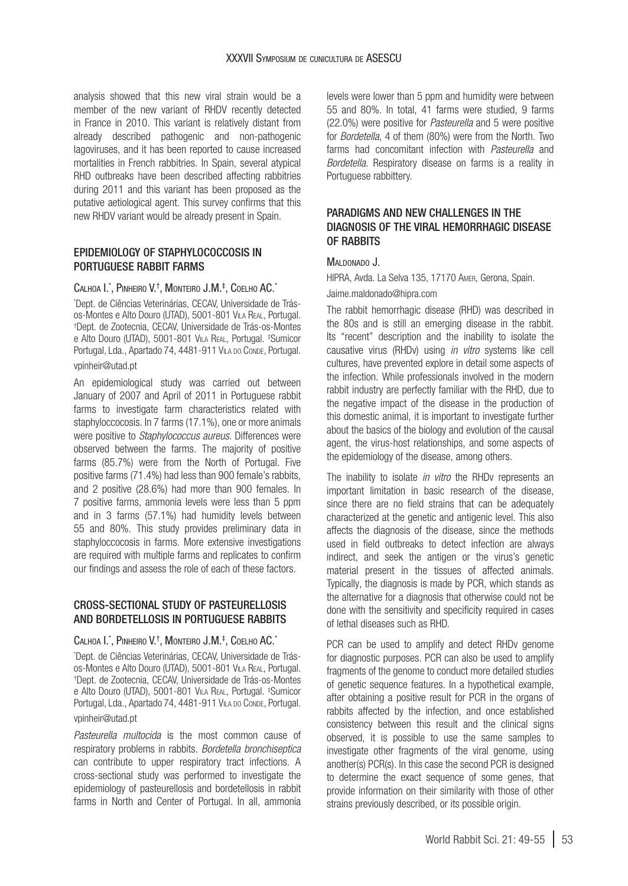analysis showed that this new viral strain would be a member of the new variant of RHDV recently detected in France in 2010. This variant is relatively distant from already described pathogenic and non-pathogenic lagoviruses, and it has been reported to cause increased mortalities in French rabbitries. In Spain, several atypical RHD outbreaks have been described affecting rabbitries during 2011 and this variant has been proposed as the putative aetiological agent. This survey confirms that this new RHDV variant would be already present in Spain.

## EPIDEMIOLOGY OF STAPHYLOCOCCOSIS IN PORTUGUESE RABBIT FARMS

Calhoa I.[*], Pinheiro V.[†], Monteiro J.M.[‡], Coelho AC.[*]

[*]Dept. de Ciências Veterinárias, CECAV, Universidade de Trás-os-Montes e Alto Douro (UTAD), 5001-801 Vila Real, Portugal. [†]Dept. de Zootecnia, CECAV, Universidade de Trás-os-Montes e Alto Douro (UTAD), 5001-801 Vila Real, Portugal. [‡]Sumicor Portugal, Lda., Apartado 74, 4481-911 Vila do Conde, Portugal.

vpinheir@utad.pt

An epidemiological study was carried out between January of 2007 and April of 2011 in Portuguese rabbit farms to investigate farm characteristics related with staphyloccocosis. In 7 farms (17.1%), one or more animals were positive to *Staphylococcus aureus*. Differences were observed between the farms. The majority of positive farms (85.7%) were from the North of Portugal. Five positive farms (71.4%) had less than 900 female's rabbits, and 2 positive (28.6%) had more than 900 females. In 7 positive farms, ammonia levels were less than 5 ppm and in 3 farms (57.1%) had humidity levels between 55 and 80%. This study provides preliminary data in staphyloccocosis in farms. More extensive investigations are required with multiple farms and replicates to confirm our findings and assess the role of each of these factors.

## CROSS-SECTIONAL STUDY OF PASTEURELLOSIS AND BORDETELLOSIS IN PORTUGUESE RABBITS

Calhoa I.[*], Pinheiro V.[†], Monteiro J.M.[‡], Coelho AC.[*]

[*]Dept. de Ciências Veterinárias, CECAV, Universidade de Trás-os-Montes e Alto Douro (UTAD), 5001-801 Vila Real, Portugal. [†]Dept. de Zootecnia, CECAV, Universidade de Trás-os-Montes e Alto Douro (UTAD), 5001-801 Vila Real, Portugal. [‡]Sumicor Portugal, Lda., Apartado 74, 4481-911 Vila do Conde, Portugal.

vpinheir@utad.pt

*Pasteurella multocida* is the most common cause of respiratory problems in rabbits. *Bordetella bronchiseptica* can contribute to upper respiratory tract infections. A cross-sectional study was performed to investigate the epidemiology of pasteurellosis and bordetellosis in rabbit farms in North and Center of Portugal. In all, ammonia levels were lower than 5 ppm and humidity were between 55 and 80%. In total, 41 farms were studied, 9 farms (22.0%) were positive for *Pasteurella* and 5 were positive for *Bordetella*, 4 of them (80%) were from the North. Two farms had concomitant infection with *Pasteurella* and *Bordetella*. Respiratory disease on farms is a reality in Portuguese rabbittery.

## PARADIGMS AND NEW CHALLENGES IN THE DIAGNOSIS OF THE VIRAL HEMORRHAGIC DISEASE OF RABBITS

Maldonado J.

HIPRA, Avda. La Selva 135, 17170 Amer, Gerona, Spain.

Jaime.maldonado@hipra.com

The rabbit hemorrhagic disease (RHD) was described in the 80s and is still an emerging disease in the rabbit. Its "recent" description and the inability to isolate the causative virus (RHDv) using *in vitro* systems like cell cultures, have prevented explore in detail some aspects of the infection. While professionals involved in the modern rabbit industry are perfectly familiar with the RHD, due to the negative impact of the disease in the production of this domestic animal, it is important to investigate further about the basics of the biology and evolution of the causal agent, the virus-host relationships, and some aspects of the epidemiology of the disease, among others.

The inability to isolate *in vitro* the RHDv represents an important limitation in basic research of the disease, since there are no field strains that can be adequately characterized at the genetic and antigenic level. This also affects the diagnosis of the disease, since the methods used in field outbreaks to detect infection are always indirect, and seek the antigen or the virus's genetic material present in the tissues of affected animals. Typically, the diagnosis is made by PCR, which stands as the alternative for a diagnosis that otherwise could not be done with the sensitivity and specificity required in cases of lethal diseases such as RHD.

PCR can be used to amplify and detect RHDv genome for diagnostic purposes. PCR can also be used to amplify fragments of the genome to conduct more detailed studies of genetic sequence features. In a hypothetical example, after obtaining a positive result for PCR in the organs of rabbits affected by the infection, and once established consistency between this result and the clinical signs observed, it is possible to use the same samples to investigate other fragments of the viral genome, using another(s) PCR(s). In this case the second PCR is designed to determine the exact sequence of some genes, that provide information on their similarity with those of other strains previously described, or its possible origin.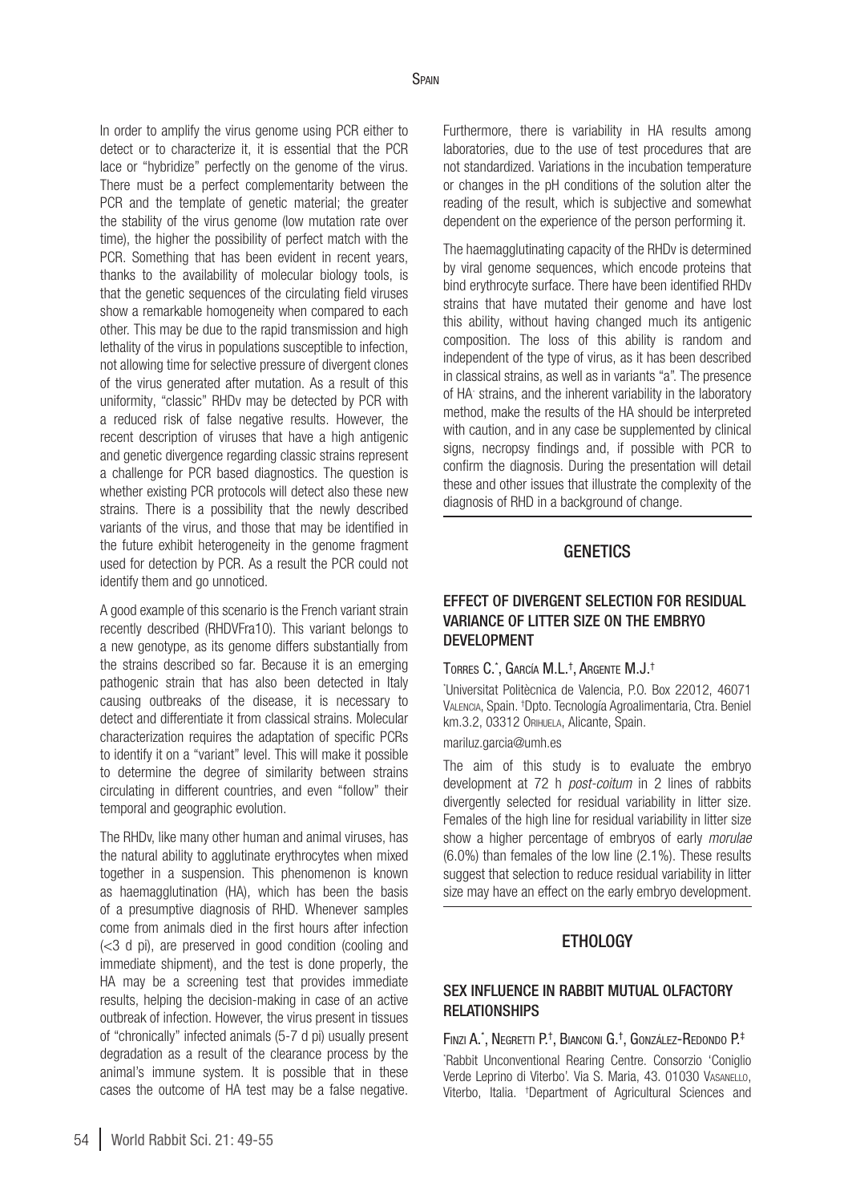In order to amplify the virus genome using PCR either to detect or to characterize it, it is essential that the PCR lace or "hybridize" perfectly on the genome of the virus. There must be a perfect complementarity between the PCR and the template of genetic material; the greater the stability of the virus genome (low mutation rate over time), the higher the possibility of perfect match with the PCR. Something that has been evident in recent years, thanks to the availability of molecular biology tools, is that the genetic sequences of the circulating field viruses show a remarkable homogeneity when compared to each other. This may be due to the rapid transmission and high lethality of the virus in populations susceptible to infection, not allowing time for selective pressure of divergent clones of the virus generated after mutation. As a result of this uniformity, "classic" RHDv may be detected by PCR with a reduced risk of false negative results. However, the recent description of viruses that have a high antigenic and genetic divergence regarding classic strains represent a challenge for PCR based diagnostics. The question is whether existing PCR protocols will detect also these new strains. There is a possibility that the newly described variants of the virus, and those that may be identified in the future exhibit heterogeneity in the genome fragment used for detection by PCR. As a result the PCR could not identify them and go unnoticed.

A good example of this scenario is the French variant strain recently described (RHDVFra10). This variant belongs to a new genotype, as its genome differs substantially from the strains described so far. Because it is an emerging pathogenic strain that has also been detected in Italy causing outbreaks of the disease, it is necessary to detect and differentiate it from classical strains. Molecular characterization requires the adaptation of specific PCRs to identify it on a "variant" level. This will make it possible to determine the degree of similarity between strains circulating in different countries, and even "follow" their temporal and geographic evolution.

The RHDv, like many other human and animal viruses, has the natural ability to agglutinate erythrocytes when mixed together in a suspension. This phenomenon is known as haemagglutination (HA), which has been the basis of a presumptive diagnosis of RHD. Whenever samples come from animals died in the first hours after infection (<3 d pi), are preserved in good condition (cooling and immediate shipment), and the test is done properly, the HA may be a screening test that provides immediate results, helping the decision-making in case of an active outbreak of infection. However, the virus present in tissues of "chronically" infected animals (5-7 d pi) usually present degradation as a result of the clearance process by the animal's immune system. It is possible that in these cases the outcome of HA test may be a false negative. Furthermore, there is variability in HA results among laboratories, due to the use of test procedures that are not standardized. Variations in the incubation temperature or changes in the pH conditions of the solution alter the reading of the result, which is subjective and somewhat dependent on the experience of the person performing it.

The haemagglutinating capacity of the RHDv is determined by viral genome sequences, which encode proteins that bind erythrocyte surface. There have been identified RHDv strains that have mutated their genome and have lost this ability, without having changed much its antigenic composition. The loss of this ability is random and independent of the type of virus, as it has been described in classical strains, as well as in variants "a". The presence of HA$^-$ strains, and the inherent variability in the laboratory method, make the results of the HA should be interpreted with caution, and in any case be supplemented by clinical signs, necropsy findings and, if possible with PCR to confirm the diagnosis. During the presentation will detail these and other issues that illustrate the complexity of the diagnosis of RHD in a background of change.

## GENETICS

### EFFECT OF DIVERGENT SELECTION FOR RESIDUAL VARIANCE OF LITTER SIZE ON THE EMBRYO DEVELOPMENT

Torres C.*, García M.L.†, Argente M.J.†

*Universitat Politècnica de Valencia, P.O. Box 22012, 46071 Valencia, Spain. †Dpto. Tecnología Agroalimentaria, Ctra. Beniel km.3.2, 03312 Orihuela, Alicante, Spain.

mariluz.garcia@umh.es

The aim of this study is to evaluate the embryo development at 72 h *post-coitum* in 2 lines of rabbits divergently selected for residual variability in litter size. Females of the high line for residual variability in litter size show a higher percentage of embryos of early *morulae* (6.0%) than females of the low line (2.1%). These results suggest that selection to reduce residual variability in litter size may have an effect on the early embryo development.

## ETHOLOGY

### SEX INFLUENCE IN RABBIT MUTUAL OLFACTORY RELATIONSHIPS

Finzi A.*, Negretti P.†, Bianconi G.†, González-Redondo P.‡

*Rabbit Unconventional Rearing Centre. Consorzio 'Coniglio Verde Leprino di Viterbo'. Via S. Maria, 43. 01030 Vasanello, Viterbo, Italia. †Department of Agricultural Sciences and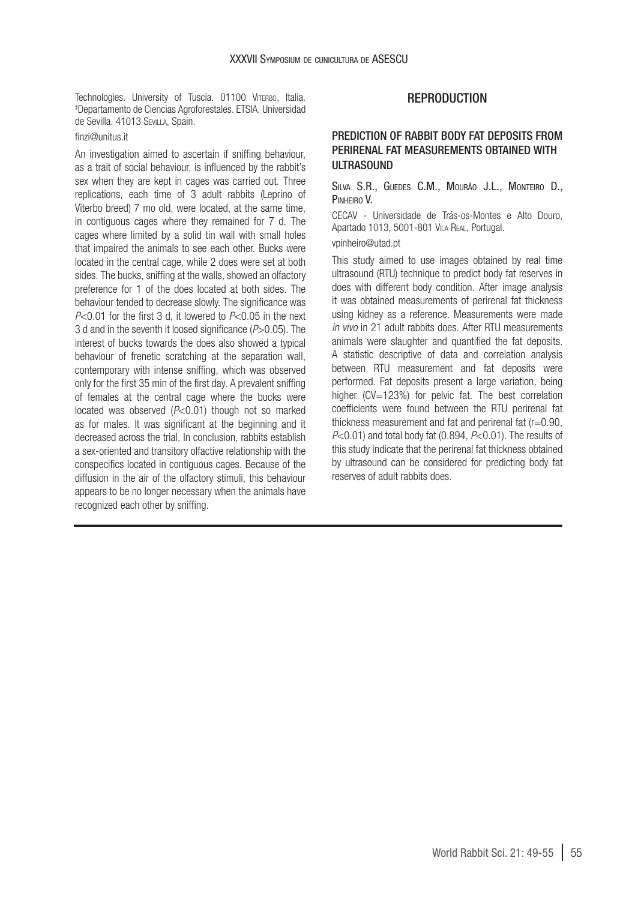Technologies. University of Tuscia. 01100 Viterbo, Italia. [‡]Departamento de Ciencias Agroforestales. ETSIA. Universidad de Sevilla. 41013 Sevilla, Spain.

finzi@unitus.it

An investigation aimed to ascertain if sniffing behaviour, as a trait of social behaviour, is influenced by the rabbit's sex when they are kept in cages was carried out. Three replications, each time of 3 adult rabbits (Leprino of Viterbo breed) 7 mo old, were located, at the same time, in contiguous cages where they remained for 7 d. The cages where limited by a solid tin wall with small holes that impaired the animals to see each other. Bucks were located in the central cage, while 2 does were set at both sides. The bucks, sniffing at the walls, showed an olfactory preference for 1 of the does located at both sides. The behaviour tended to decrease slowly. The significance was $P<0.01$ for the first 3 d, it lowered to $P<0.05$ in the next 3 d and in the seventh it loosed significance ($P>0.05$). The interest of bucks towards the does also showed a typical behaviour of frenetic scratching at the separation wall, contemporary with intense sniffing, which was observed only for the first 35 min of the first day. A prevalent sniffing of females at the central cage where the bucks were located was observed ($P<0.01$) though not so marked as for males. It was significant at the beginning and it decreased across the trial. In conclusion, rabbits establish a sex-oriented and transitory olfactive relationship with the conspecifics located in contiguous cages. Because of the diffusion in the air of the olfactory stimuli, this behaviour appears to be no longer necessary when the animals have recognized each other by sniffing.

## REPRODUCTION

### PREDICTION OF RABBIT BODY FAT DEPOSITS FROM PERIRENAL FAT MEASUREMENTS OBTAINED WITH ULTRASOUND

Silva S.R., Guedes C.M., Mourão J.L., Monteiro D., Pinheiro V.

CECAV - Universidade de Trás-os-Montes e Alto Douro, Apartado 1013, 5001-801 Vila Real, Portugal.

vpinheiro@utad.pt

This study aimed to use images obtained by real time ultrasound (RTU) technique to predict body fat reserves in does with different body condition. After image analysis it was obtained measurements of perirenal fat thickness using kidney as a reference. Measurements were made *in vivo* in 21 adult rabbits does. After RTU measurements animals were slaughter and quantified the fat deposits. A statistic descriptive of data and correlation analysis between RTU measurement and fat deposits were performed. Fat deposits present a large variation, being higher (CV=123%) for pelvic fat. The best correlation coefficients were found between the RTU perirenal fat thickness measurement and fat and perirenal fat ($r=0.90$, $P<0.01$) and total body fat (0.894, $P<0.01$). The results of this study indicate that the perirenal fat thickness obtained by ultrasound can be considered for predicting body fat reserves of adult rabbits does.